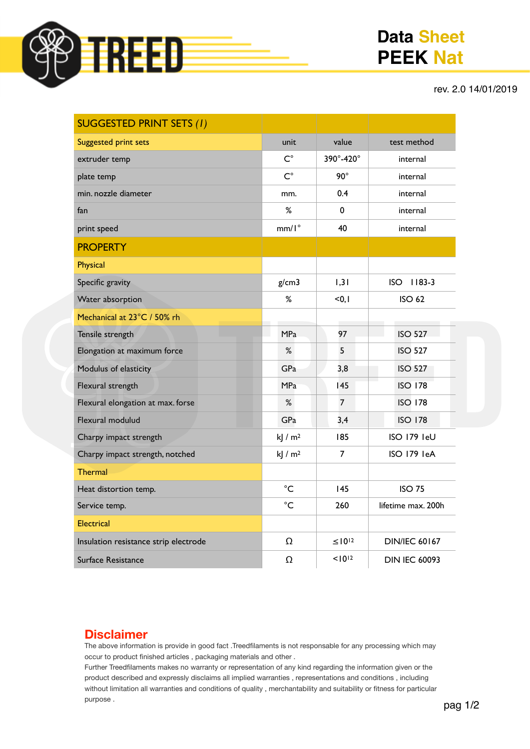# Data Sheet
# PEEK Nat

rev. 2.0 14/01/2019

| SUGGESTED PRINT SETS *(1)* | | | |
|---|---|---|---|
| Suggested print sets | unit | value | test method |
| extruder temp | C° | 390°-420° | internal |
| plate temp | C° | 90° | internal |
| min. nozzle diameter | mm. | 0.4 | internal |
| fan | % | 0 | internal |
| print speed | mm/1° | 40 | internal |
| **PROPERTY** | | | |
| Physical | | | |
| Specific gravity | g/cm3 | 1,31 | ISO 1183-3 |
| Water absorption | % | <0,1 | ISO 62 |
| Mechanical at 23°C / 50% rh | | | |
| Tensile strength | MPa | 97 | ISO 527 |
| Elongation at maximum force | % | 5 | ISO 527 |
| Modulus of elasticity | GPa | 3,8 | ISO 527 |
| Flexural strength | MPa | 145 | ISO 178 |
| Flexural elongation at max. force | % | 7 | ISO 178 |
| Flexural modulud | GPa | 3,4 | ISO 178 |
| Charpy impact strength | kJ / m² | 185 | ISO 179 1eU |
| Charpy impact strength, notched | kJ / m² | 7 | ISO 179 1eA |
| Thermal | | | |
| Heat distortion temp. | °C | 145 | ISO 75 |
| Service temp. | °C | 260 | lifetime max. 200h |
| Electrical | | | |
| Insulation resistance strip electrode | Ω | $\leq 10^{12}$ | DIN/IEC 60167 |
| Surface Resistance | Ω | $<10^{12}$ | DIN IEC 60093 |

## Disclaimer

The above information is provide in good fact .Treedfilaments is not responsable for any processing which may occur to product finished articles , packaging materials and other .
Further Treedfilaments makes no warranty or representation of any kind regarding the information given or the product described and expressly disclaims all implied warranties , representations and conditions , including without limitation all warranties and conditions of quality , merchantability and suitability or fitness for particular purpose .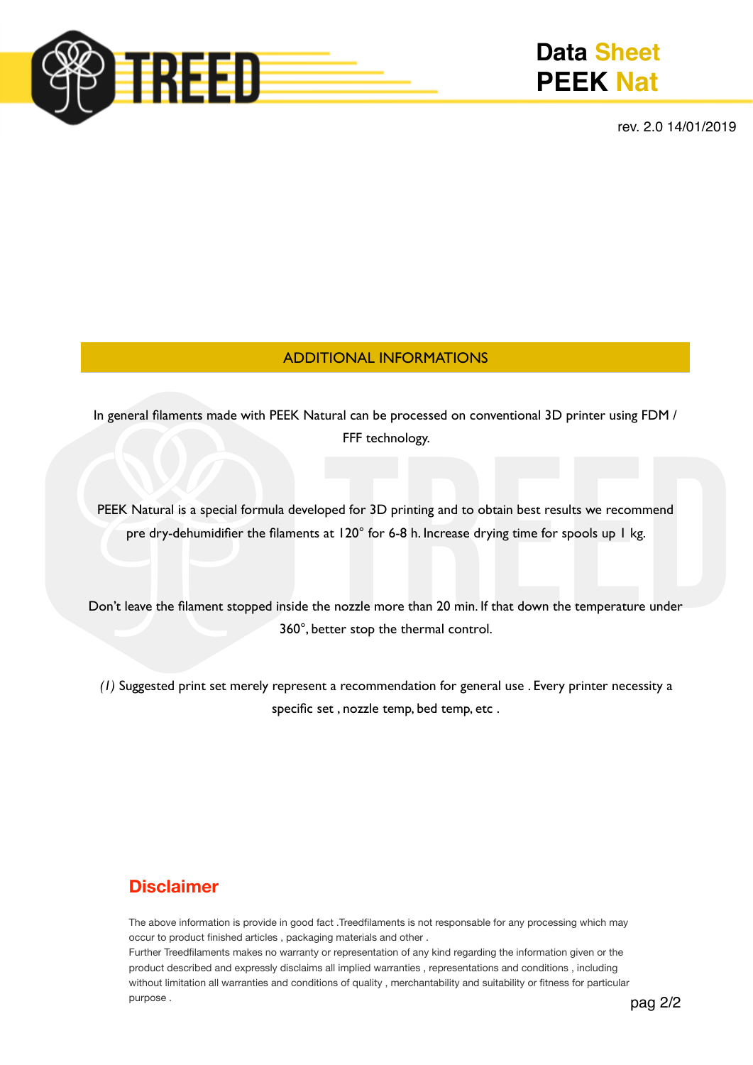# Data Sheet PEEK Nat

rev. 2.0 14/01/2019

## ADDITIONAL INFORMATIONS

In general filaments made with PEEK Natural can be processed on conventional 3D printer using FDM / FFF technology.

PEEK Natural is a special formula developed for 3D printing and to obtain best results we recommend pre dry-dehumidifier the filaments at 120° for 6-8 h. Increase drying time for spools up 1 kg.

Don't leave the filament stopped inside the nozzle more than 20 min. If that down the temperature under 360°, better stop the thermal control.

*(1)* Suggested print set merely represent a recommendation for general use . Every printer necessity a specific set , nozzle temp, bed temp, etc .

## Disclaimer

The above information is provide in good fact .Treedfilaments is not responsable for any processing which may occur to product finished articles , packaging materials and other .
Further Treedfilaments makes no warranty or representation of any kind regarding the information given or the product described and expressly disclaims all implied warranties , representations and conditions , including without limitation all warranties and conditions of quality , merchantability and suitability or fitness for particular purpose .